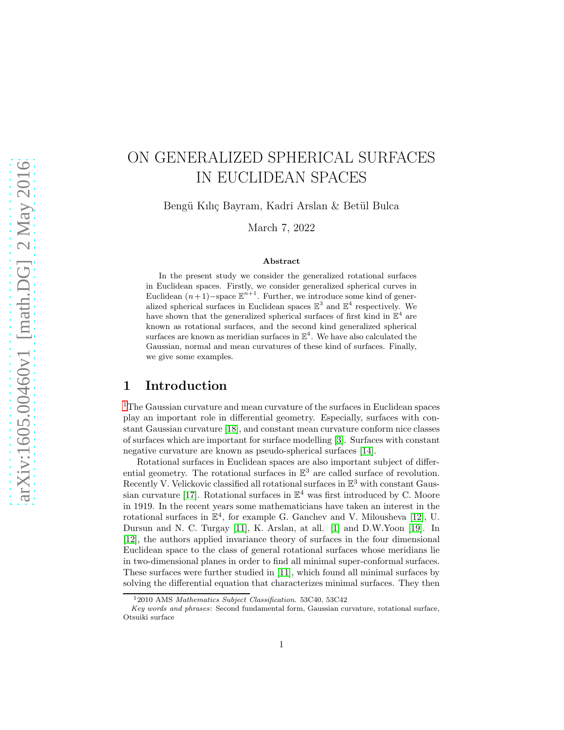# ON GENERALIZED SPHERICAL SURFACES IN EUCLIDEAN SPACES

Bengü Kılıç Bayram, Kadri Arslan & Betül Bulca

March 7, 2022

### Abstract

In the present study we consider the generalized rotational surfaces in Euclidean spaces. Firstly, we consider generalized spherical curves in Euclidean $(n+1)-$space $\mathbb{E}^{n+1}$. Further, we introduce some kind of generalized spherical surfaces in Euclidean spaces $\mathbb{E}^3$ and $\mathbb{E}^4$ respectively. We have shown that the generalized spherical surfaces of first kind in $\mathbb{E}^4$ are known as rotational surfaces, and the second kind generalized spherical surfaces are known as meridian surfaces in $\mathbb{E}^4$. We have also calculated the Gaussian, normal and mean curvatures of these kind of surfaces. Finally, we give some examples.

## 1 Introduction

[1]The Gaussian curvature and mean curvature of the surfaces in Euclidean spaces play an important role in differential geometry. Especially, surfaces with constant Gaussian curvature [18], and constant mean curvature conform nice classes of surfaces which are important for surface modelling [3]. Surfaces with constant negative curvature are known as pseudo-spherical surfaces [14].

Rotational surfaces in Euclidean spaces are also important subject of differential geometry. The rotational surfaces in $\mathbb{E}^3$ are called surface of revolution. Recently V. Velickovic classified all rotational surfaces in $\mathbb{E}^3$ with constant Gaussian curvature [17]. Rotational surfaces in $\mathbb{E}^4$ was first introduced by C. Moore in 1919. In the recent years some mathematicians have taken an interest in the rotational surfaces in $\mathbb{E}^4$, for example G. Ganchev and V. Milousheva [12], U. Dursun and N. C. Turgay [11], K. Arslan, at all. [1] and D.W.Yoon [19]. In [12], the authors applied invariance theory of surfaces in the four dimensional Euclidean space to the class of general rotational surfaces whose meridians lie in two-dimensional planes in order to find all minimal super-conformal surfaces. These surfaces were further studied in [11], which found all minimal surfaces by solving the differential equation that characterizes minimal surfaces. They then

[1]2010 AMS *Mathematics Subject Classification*. 53C40, 53C42

*Key words and phrases*: Second fundamental form, Gaussian curvature, rotational surface, Otsuiki surface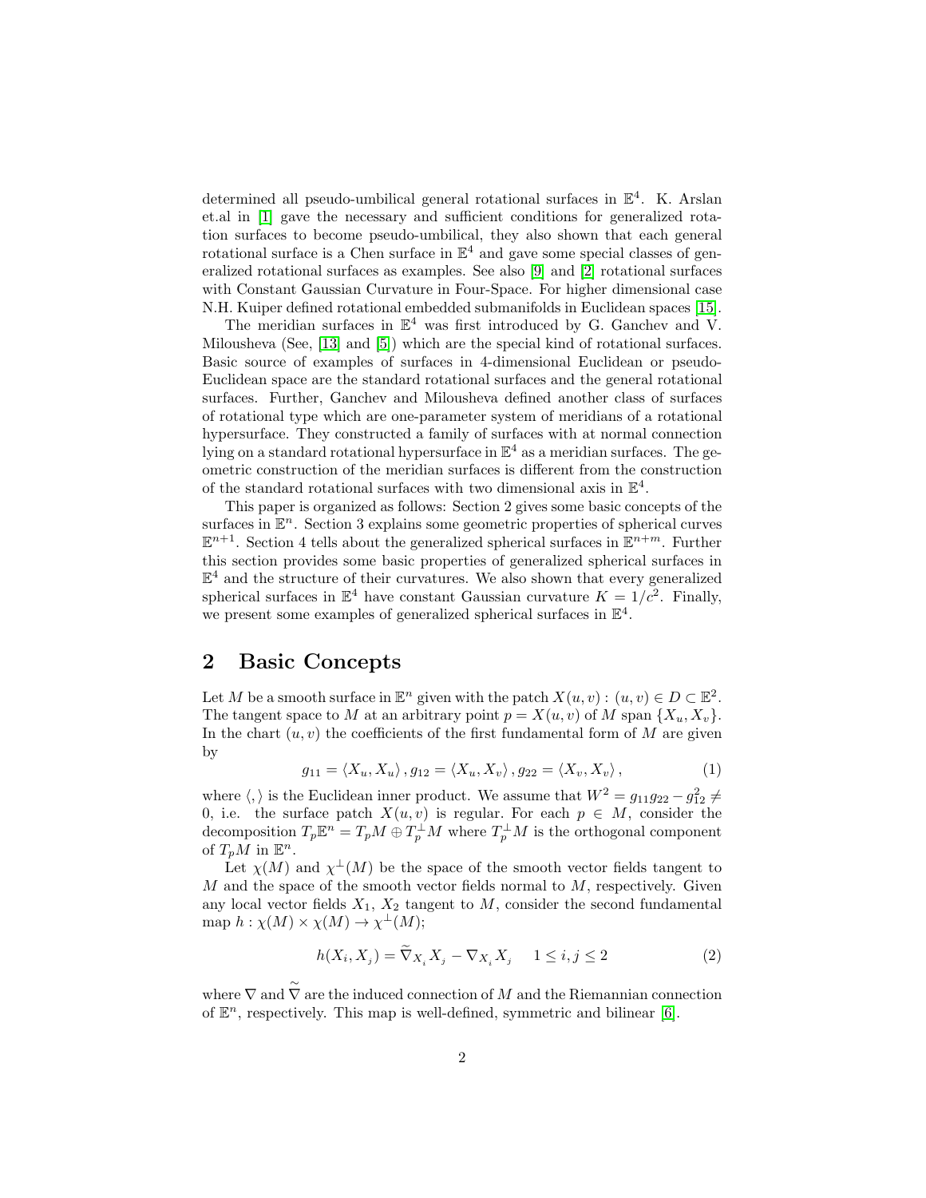determined all pseudo-umbilical general rotational surfaces in $\mathbb{E}^4$. K. Arslan et.al in [1] gave the necessary and sufficient conditions for generalized rotation surfaces to become pseudo-umbilical, they also shown that each general rotational surface is a Chen surface in $\mathbb{E}^4$ and gave some special classes of generalized rotational surfaces as examples. See also [9] and [2] rotational surfaces with Constant Gaussian Curvature in Four-Space. For higher dimensional case N.H. Kuiper defined rotational embedded submanifolds in Euclidean spaces [15].

The meridian surfaces in $\mathbb{E}^4$ was first introduced by G. Ganchev and V. Milousheva (See, [13] and [5]) which are the special kind of rotational surfaces. Basic source of examples of surfaces in 4-dimensional Euclidean or pseudo-Euclidean space are the standard rotational surfaces and the general rotational surfaces. Further, Ganchev and Milousheva defined another class of surfaces of rotational type which are one-parameter system of meridians of a rotational hypersurface. They constructed a family of surfaces with at normal connection lying on a standard rotational hypersurface in $\mathbb{E}^4$ as a meridian surfaces. The geometric construction of the meridian surfaces is different from the construction of the standard rotational surfaces with two dimensional axis in $\mathbb{E}^4$.

This paper is organized as follows: Section 2 gives some basic concepts of the surfaces in $\mathbb{E}^n$. Section 3 explains some geometric properties of spherical curves $\mathbb{E}^{n+1}$. Section 4 tells about the generalized spherical surfaces in $\mathbb{E}^{n+m}$. Further this section provides some basic properties of generalized spherical surfaces in $\mathbb{E}^4$ and the structure of their curvatures. We also shown that every generalized spherical surfaces in $\mathbb{E}^4$ have constant Gaussian curvature $K = 1/c^2$. Finally, we present some examples of generalized spherical surfaces in $\mathbb{E}^4$.

## 2 Basic Concepts

Let $M$ be a smooth surface in $\mathbb{E}^n$ given with the patch $X(u,v) : (u,v) \in D \subset \mathbb{E}^2$. The tangent space to $M$ at an arbitrary point $p = X(u,v)$ of $M$ span $\{X_u, X_v\}$. In the chart $(u,v)$ the coefficients of the first fundamental form of $M$ are given by

$$g_{11} = \langle X_u, X_u \rangle, g_{12} = \langle X_u, X_v \rangle, g_{22} = \langle X_v, X_v \rangle, \tag{1}$$

where $\langle , \rangle$ is the Euclidean inner product. We assume that $W^2 = g_{11}g_{22} - g_{12}^2 \neq 0$, i.e. the surface patch $X(u,v)$ is regular. For each $p \in M$, consider the decomposition $T_p\mathbb{E}^n = T_pM \oplus T_p^{\perp}M$ where $T_p^{\perp}M$ is the orthogonal component of $T_pM$ in $\mathbb{E}^n$.

Let $\chi(M)$ and $\chi^{\perp}(M)$ be the space of the smooth vector fields tangent to $M$ and the space of the smooth vector fields normal to $M$, respectively. Given any local vector fields $X_1$, $X_2$ tangent to $M$, consider the second fundamental map $h : \chi(M) \times \chi(M) \to \chi^{\perp}(M)$;

$$h(X_i, X_j) = \widetilde{\nabla}_{X_i} X_j - \nabla_{X_i} X_j \quad 1 \leq i,j \leq 2 \tag{2}$$

where $\nabla$ and $\widetilde{\nabla}$ are the induced connection of $M$ and the Riemannian connection of $\mathbb{E}^n$, respectively. This map is well-defined, symmetric and bilinear [6].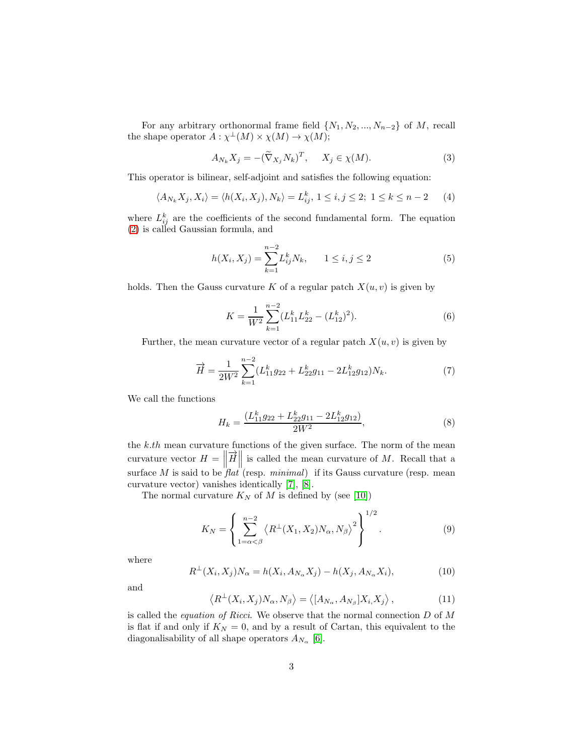For any arbitrary orthonormal frame field $\{N_1, N_2, ..., N_{n-2}\}$ of $M$, recall the shape operator $A : \chi^{\perp}(M) \times \chi(M) \to \chi(M)$;

$$A_{N_k} X_j = -(\widetilde{\nabla}_{X_j} N_k)^T, \quad X_j \in \chi(M). \tag{3}$$

This operator is bilinear, self-adjoint and satisfies the following equation:

$$\langle A_{N_k} X_j, X_i \rangle = \langle h(X_i, X_j), N_k \rangle = L^k_{ij}, \; 1 \leq i, j \leq 2; \; 1 \leq k \leq n-2 \tag{4}$$

where $L^k_{ij}$ are the coefficients of the second fundamental form. The equation (2) is called Gaussian formula, and

$$h(X_i, X_j) = \sum_{k=1}^{n-2} L^k_{ij} N_k, \qquad 1 \leq i, j \leq 2 \tag{5}$$

holds. Then the Gauss curvature $K$ of a regular patch $X(u, v)$ is given by

$$K = \frac{1}{W^2} \sum_{k=1}^{n-2} (L^k_{11} L^k_{22} - (L^k_{12})^2). \tag{6}$$

Further, the mean curvature vector of a regular patch $X(u, v)$ is given by

$$\overrightarrow{H} = \frac{1}{2W^2} \sum_{k=1}^{n-2} (L^k_{11} g_{22} + L^k_{22} g_{11} - 2L^k_{12} g_{12}) N_k. \tag{7}$$

We call the functions

$$H_k = \frac{(L^k_{11} g_{22} + L^k_{22} g_{11} - 2L^k_{12} g_{12})}{2W^2}, \tag{8}$$

the *k.th* mean curvature functions of the given surface. The norm of the mean curvature vector $H = \left\| \overrightarrow{H} \right\|$ is called the mean curvature of $M$. Recall that a surface $M$ is said to be *flat* (resp. *minimal*) if its Gauss curvature (resp. mean curvature vector) vanishes identically [7], [8].

The normal curvature $K_N$ of $M$ is defined by (see [10])

$$K_N = \left\{ \sum_{1=\alpha<\beta}^{n-2} \left\langle R^{\perp}(X_1, X_2) N_\alpha, N_\beta \right\rangle^2 \right\}^{1/2}. \tag{9}$$

where

$$R^{\perp}(X_i, X_j) N_\alpha = h(X_i, A_{N_\alpha} X_j) - h(X_j, A_{N_\alpha} X_i), \tag{10}$$

and

$$\left\langle R^{\perp}(X_i, X_j) N_\alpha, N_\beta \right\rangle = \left\langle [A_{N_\alpha}, A_{N_\beta}] X_i, X_j \right\rangle, \tag{11}$$

is called the *equation of Ricci*. We observe that the normal connection $D$ of $M$ is flat if and only if $K_N = 0$, and by a result of Cartan, this equivalent to the diagonalisability of all shape operators $A_{N_\alpha}$ [6].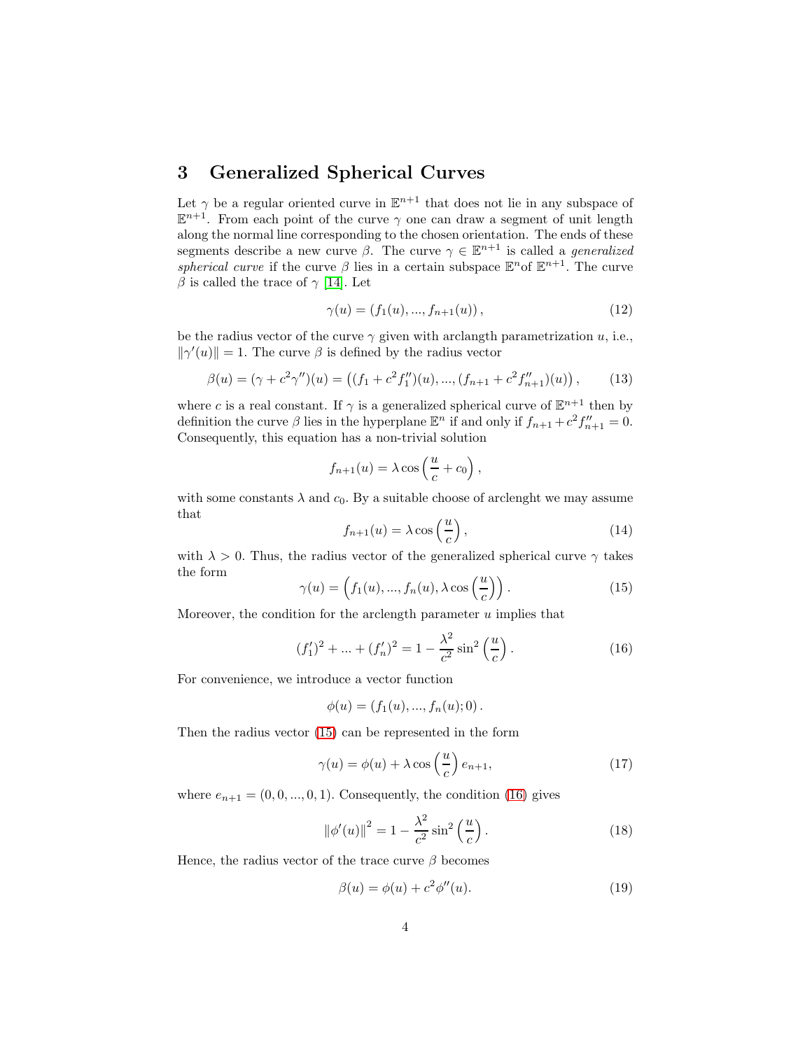## 3 Generalized Spherical Curves

Let $\gamma$ be a regular oriented curve in $\mathbb{E}^{n+1}$ that does not lie in any subspace of $\mathbb{E}^{n+1}$. From each point of the curve $\gamma$ one can draw a segment of unit length along the normal line corresponding to the chosen orientation. The ends of these segments describe a new curve $\beta$. The curve $\gamma \in \mathbb{E}^{n+1}$ is called a *generalized spherical curve* if the curve $\beta$ lies in a certain subspace $\mathbb{E}^n$of $\mathbb{E}^{n+1}$. The curve $\beta$ is called the trace of $\gamma$ [14]. Let

$$\gamma(u) = (f_1(u), ..., f_{n+1}(u)), \tag{12}$$

be the radius vector of the curve $\gamma$ given with arclength parametrization $u$, i.e., $\|\gamma'(u)\| = 1$. The curve $\beta$ is defined by the radius vector

$$\beta(u) = (\gamma + c^2\gamma'')(u) = \left((f_1 + c^2 f_1'')(u), ..., (f_{n+1} + c^2 f_{n+1}'')(u)\right), \tag{13}$$

where $c$ is a real constant. If $\gamma$ is a generalized spherical curve of $\mathbb{E}^{n+1}$ then by definition the curve $\beta$ lies in the hyperplane $\mathbb{E}^n$ if and only if $f_{n+1} + c^2 f_{n+1}'' = 0$. Consequently, this equation has a non-trivial solution

$$f_{n+1}(u) = \lambda \cos\left(\frac{u}{c} + c_0\right),$$

with some constants $\lambda$ and $c_0$. By a suitable choose of arclenght we may assume that

$$f_{n+1}(u) = \lambda \cos\left(\frac{u}{c}\right), \tag{14}$$

with $\lambda > 0$. Thus, the radius vector of the generalized spherical curve $\gamma$ takes the form

$$\gamma(u) = \left(f_1(u), ..., f_n(u), \lambda \cos\left(\frac{u}{c}\right)\right). \tag{15}$$

Moreover, the condition for the arclength parameter $u$ implies that

$$(f_1')^2 + ... + (f_n')^2 = 1 - \frac{\lambda^2}{c^2}\sin^2\left(\frac{u}{c}\right). \tag{16}$$

For convenience, we introduce a vector function

$$\phi(u) = (f_1(u), ..., f_n(u); 0).$$

Then the radius vector (15) can be represented in the form

$$\gamma(u) = \phi(u) + \lambda \cos\left(\frac{u}{c}\right) e_{n+1}, \tag{17}$$

where $e_{n+1} = (0, 0, ..., 0, 1)$. Consequently, the condition (16) gives

$$\|\phi'(u)\|^2 = 1 - \frac{\lambda^2}{c^2}\sin^2\left(\frac{u}{c}\right). \tag{18}$$

Hence, the radius vector of the trace curve $\beta$ becomes

$$\beta(u) = \phi(u) + c^2\phi''(u). \tag{19}$$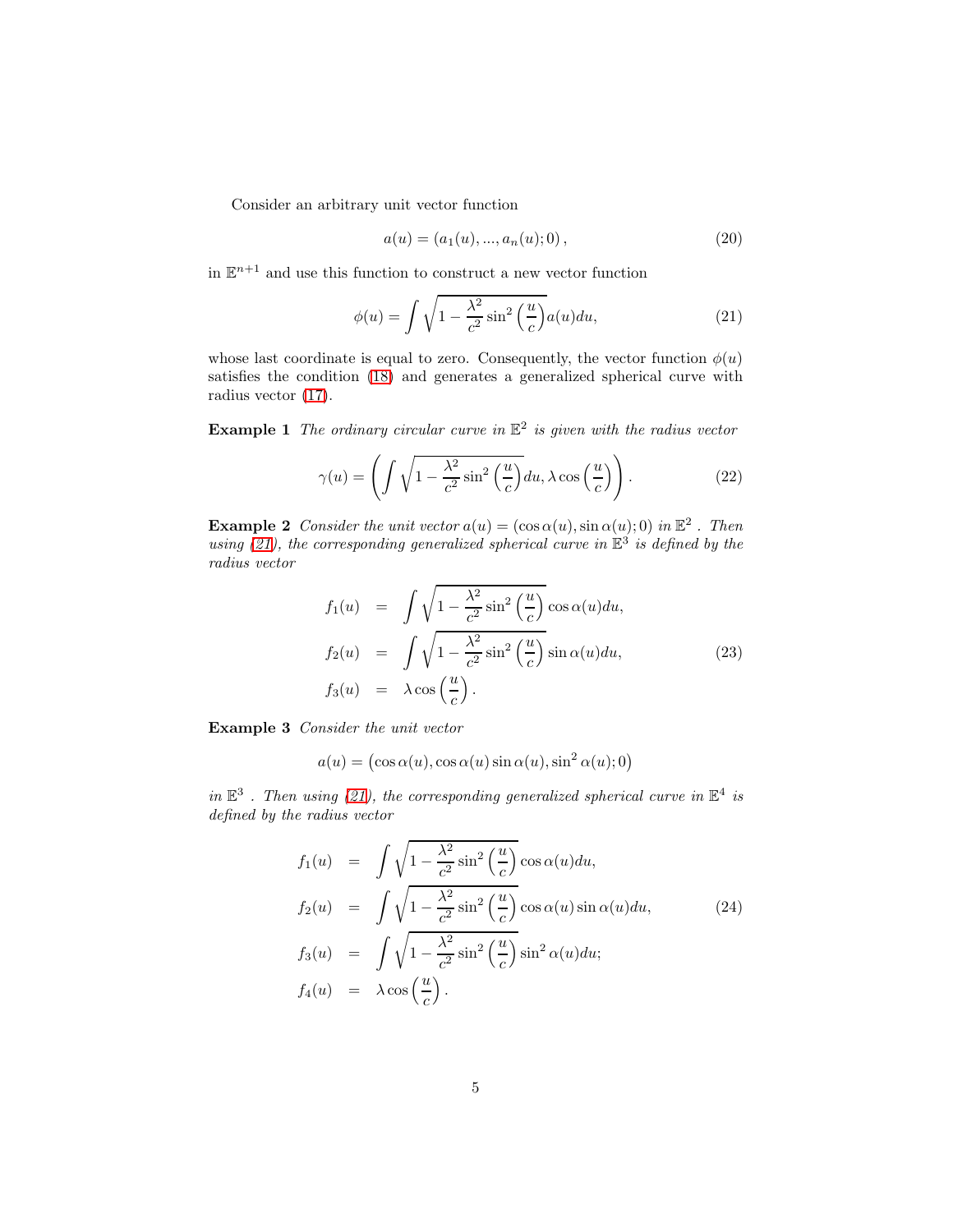Consider an arbitrary unit vector function

$$a(u) = (a_1(u), ..., a_n(u); 0), \tag{20}$$

in $\mathbb{E}^{n+1}$ and use this function to construct a new vector function

$$\phi(u) = \int \sqrt{1 - \frac{\lambda^2}{c^2} \sin^2\left(\frac{u}{c}\right)} a(u) du, \tag{21}$$

whose last coordinate is equal to zero. Consequently, the vector function $\phi(u)$ satisfies the condition (18) and generates a generalized spherical curve with radius vector (17).

**Example 1** *The ordinary circular curve in $\mathbb{E}^2$ is given with the radius vector*

$$\gamma(u) = \left( \int \sqrt{1 - \frac{\lambda^2}{c^2} \sin^2\left(\frac{u}{c}\right)} du, \lambda \cos\left(\frac{u}{c}\right) \right). \tag{22}$$

**Example 2** *Consider the unit vector $a(u) = (\cos\alpha(u), \sin\alpha(u); 0)$ in $\mathbb{E}^2$ . Then using (21), the corresponding generalized spherical curve in $\mathbb{E}^3$ is defined by the radius vector*

$$\begin{aligned}
f_1(u) &= \int \sqrt{1 - \frac{\lambda^2}{c^2} \sin^2\left(\frac{u}{c}\right)} \cos\alpha(u) du, \\
f_2(u) &= \int \sqrt{1 - \frac{\lambda^2}{c^2} \sin^2\left(\frac{u}{c}\right)} \sin\alpha(u) du, \\
f_3(u) &= \lambda \cos\left(\frac{u}{c}\right).
\end{aligned} \tag{23}$$

**Example 3** *Consider the unit vector*

$$a(u) = \left(\cos\alpha(u), \cos\alpha(u)\sin\alpha(u), \sin^2\alpha(u); 0\right)$$

*in $\mathbb{E}^3$ . Then using (21), the corresponding generalized spherical curve in $\mathbb{E}^4$ is defined by the radius vector*

$$\begin{aligned}
f_1(u) &= \int \sqrt{1 - \frac{\lambda^2}{c^2} \sin^2\left(\frac{u}{c}\right)} \cos\alpha(u) du, \\
f_2(u) &= \int \sqrt{1 - \frac{\lambda^2}{c^2} \sin^2\left(\frac{u}{c}\right)} \cos\alpha(u)\sin\alpha(u) du, \\
f_3(u) &= \int \sqrt{1 - \frac{\lambda^2}{c^2} \sin^2\left(\frac{u}{c}\right)} \sin^2\alpha(u) du; \\
f_4(u) &= \lambda \cos\left(\frac{u}{c}\right).
\end{aligned} \tag{24}$$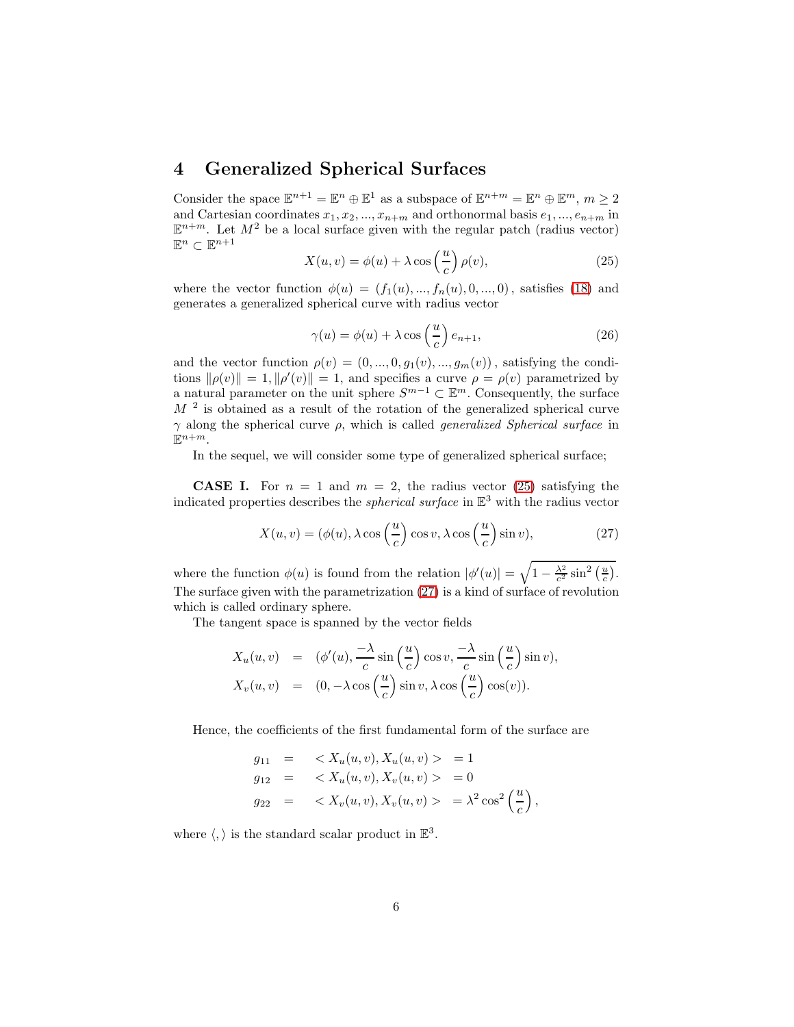## 4 Generalized Spherical Surfaces

Consider the space $\mathbb{E}^{n+1} = \mathbb{E}^n \oplus \mathbb{E}^1$ as a subspace of $\mathbb{E}^{n+m} = \mathbb{E}^n \oplus \mathbb{E}^m$, $m \geq 2$ and Cartesian coordinates $x_1, x_2, ..., x_{n+m}$ and orthonormal basis $e_1, ..., e_{n+m}$ in $\mathbb{E}^{n+m}$. Let $M^2$ be a local surface given with the regular patch (radius vector) $\mathbb{E}^n \subset \mathbb{E}^{n+1}$

$$X(u,v) = \phi(u) + \lambda \cos\left(\frac{u}{c}\right) \rho(v), \tag{25}$$

where the vector function $\phi(u) = (f_1(u), ..., f_n(u), 0, ..., 0)$, satisfies (18) and generates a generalized spherical curve with radius vector

$$\gamma(u) = \phi(u) + \lambda \cos\left(\frac{u}{c}\right) e_{n+1}, \tag{26}$$

and the vector function $\rho(v) = (0, ..., 0, g_1(v), ..., g_m(v))$, satisfying the conditions $\|\rho(v)\| = 1, \|\rho'(v)\| = 1$, and specifies a curve $\rho = \rho(v)$ parametrized by a natural parameter on the unit sphere $S^{m-1} \subset \mathbb{E}^m$. Consequently, the surface $M^{\ 2}$ is obtained as a result of the rotation of the generalized spherical curve $\gamma$ along the spherical curve $\rho$, which is called *generalized Spherical surface* in $\mathbb{E}^{n+m}$.

In the sequel, we will consider some type of generalized spherical surface;

**CASE I.** For $n = 1$ and $m = 2$, the radius vector (25) satisfying the indicated properties describes the *spherical surface* in $\mathbb{E}^3$ with the radius vector

$$X(u,v) = (\phi(u), \lambda \cos\left(\frac{u}{c}\right) \cos v, \lambda \cos\left(\frac{u}{c}\right) \sin v), \tag{27}$$

where the function $\phi(u)$ is found from the relation $|\phi'(u)| = \sqrt{1 - \frac{\lambda^2}{c^2} \sin^2\left(\frac{u}{c}\right)}$. The surface given with the parametrization (27) is a kind of surface of revolution which is called ordinary sphere.

The tangent space is spanned by the vector fields

$$\begin{aligned}
X_u(u,v) &= (\phi'(u), \frac{-\lambda}{c} \sin\left(\frac{u}{c}\right) \cos v, \frac{-\lambda}{c} \sin\left(\frac{u}{c}\right) \sin v), \\
X_v(u,v) &= (0, -\lambda \cos\left(\frac{u}{c}\right) \sin v, \lambda \cos\left(\frac{u}{c}\right) \cos(v)).
\end{aligned}$$

Hence, the coefficients of the first fundamental form of the surface are

$$\begin{aligned}
g_{11} &= \ < X_u(u,v), X_u(u,v) > \ = 1 \\
g_{12} &= \ < X_u(u,v), X_v(u,v) > \ = 0 \\
g_{22} &= \ < X_v(u,v), X_v(u,v) > \ = \lambda^2 \cos^2\left(\frac{u}{c}\right),
\end{aligned}$$

where $\langle , \rangle$ is the standard scalar product in $\mathbb{E}^3$.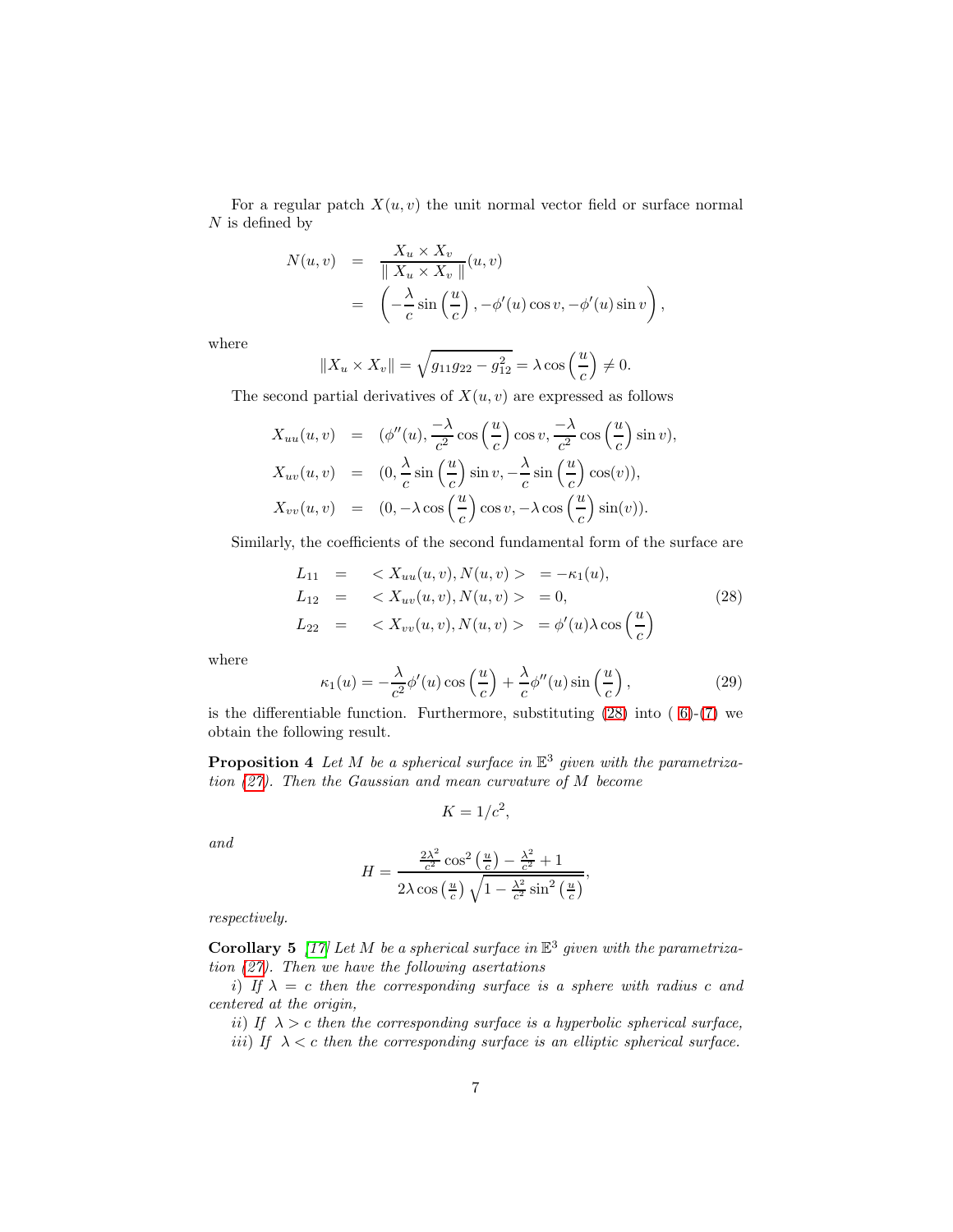For a regular patch $X(u,v)$ the unit normal vector field or surface normal $N$ is defined by

$$\begin{aligned}
N(u,v) &= \frac{X_u \times X_v}{\| X_u \times X_v \|}(u,v) \\
&= \left( -\frac{\lambda}{c}\sin\left(\frac{u}{c}\right), -\phi'(u)\cos v, -\phi'(u)\sin v \right),
\end{aligned}$$

where

$$\|X_u \times X_v\| = \sqrt{g_{11}g_{22} - g_{12}^2} = \lambda \cos\left(\frac{u}{c}\right) \neq 0.$$

The second partial derivatives of $X(u,v)$ are expressed as follows

$$\begin{aligned}
X_{uu}(u,v) &= (\phi''(u), \frac{-\lambda}{c^2}\cos\left(\frac{u}{c}\right)\cos v, \frac{-\lambda}{c^2}\cos\left(\frac{u}{c}\right)\sin v), \\
X_{uv}(u,v) &= (0, \frac{\lambda}{c}\sin\left(\frac{u}{c}\right)\sin v, -\frac{\lambda}{c}\sin\left(\frac{u}{c}\right)\cos(v)), \\
X_{vv}(u,v) &= (0, -\lambda\cos\left(\frac{u}{c}\right)\cos v, -\lambda\cos\left(\frac{u}{c}\right)\sin(v)).
\end{aligned}$$

Similarly, the coefficients of the second fundamental form of the surface are

$$\begin{aligned}
L_{11} &= \ < X_{uu}(u,v), N(u,v) > \ = -\kappa_1(u), \\
L_{12} &= \ < X_{uv}(u,v), N(u,v) > \ = 0, \\
L_{22} &= \ < X_{vv}(u,v), N(u,v) > \ = \phi'(u)\lambda\cos\left(\frac{u}{c}\right)
\end{aligned} \tag{28}$$

where

$$\kappa_1(u) = -\frac{\lambda}{c^2}\phi'(u)\cos\left(\frac{u}{c}\right) + \frac{\lambda}{c}\phi''(u)\sin\left(\frac{u}{c}\right), \tag{29}$$

is the differentiable function. Furthermore, substituting (28) into ( 6)-(7) we obtain the following result.

**Proposition 4** *Let $M$ be a spherical surface in $\mathbb{E}^3$ given with the parametrization (27). Then the Gaussian and mean curvature of $M$ become*

$$K = 1/c^2,$$

*and*

$$H = \frac{\frac{2\lambda^2}{c^2}\cos^2\left(\frac{u}{c}\right) - \frac{\lambda^2}{c^2} + 1}{2\lambda\cos\left(\frac{u}{c}\right)\sqrt{1 - \frac{\lambda^2}{c^2}\sin^2\left(\frac{u}{c}\right)}},$$

*respectively.*

**Corollary 5** [17] *Let $M$ be a spherical surface in $\mathbb{E}^3$ given with the parametrization (27). Then we have the following asertations*

*i) If $\lambda = c$ then the corresponding surface is a sphere with radius $c$ and centered at the origin,*

*ii) If $\lambda > c$ then the corresponding surface is a hyperbolic spherical surface,*

*iii) If $\lambda < c$ then the corresponding surface is an elliptic spherical surface.*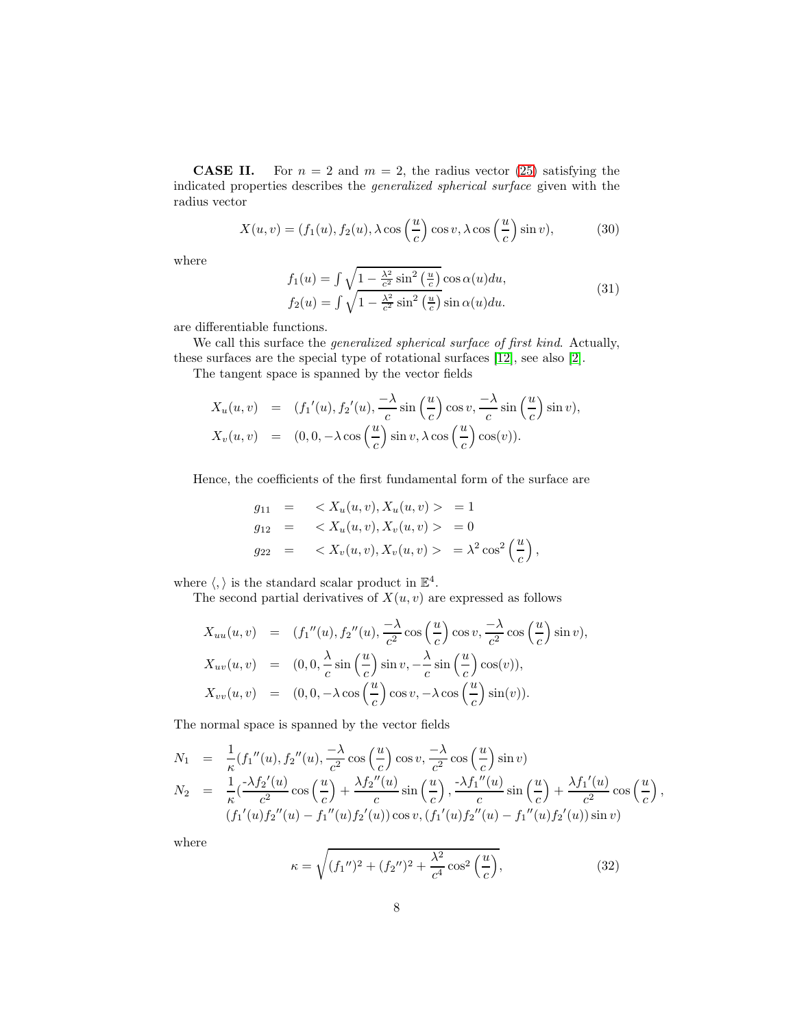**CASE II.** For $n = 2$ and $m = 2$, the radius vector (25) satisfying the indicated properties describes the *generalized spherical surface* given with the radius vector

$$X(u,v) = (f_1(u), f_2(u), \lambda \cos\left(\frac{u}{c}\right)\cos v, \lambda \cos\left(\frac{u}{c}\right)\sin v), \tag{30}$$

where

$$\begin{array}{l} f_1(u) = \int \sqrt{1 - \frac{\lambda^2}{c^2}\sin^2\left(\frac{u}{c}\right)}\cos\alpha(u)du, \\ f_2(u) = \int \sqrt{1 - \frac{\lambda^2}{c^2}\sin^2\left(\frac{u}{c}\right)}\sin\alpha(u)du. \end{array} \tag{31}$$

are differentiable functions.

We call this surface the *generalized spherical surface of first kind*. Actually, these surfaces are the special type of rotational surfaces [12], see also [2].

The tangent space is spanned by the vector fields

$$\begin{aligned} X_u(u,v) &= ({f_1}'(u), {f_2}'(u), \frac{-\lambda}{c}\sin\left(\frac{u}{c}\right)\cos v, \frac{-\lambda}{c}\sin\left(\frac{u}{c}\right)\sin v), \\ X_v(u,v) &= (0, 0, -\lambda\cos\left(\frac{u}{c}\right)\sin v, \lambda\cos\left(\frac{u}{c}\right)\cos(v)). \end{aligned}$$

Hence, the coefficients of the first fundamental form of the surface are

$$\begin{aligned} g_{11} &= \ < X_u(u,v), X_u(u,v) > \ = 1 \\ g_{12} &= \ < X_u(u,v), X_v(u,v) > \ = 0 \\ g_{22} &= \ < X_v(u,v), X_v(u,v) > \ = \lambda^2\cos^2\left(\frac{u}{c}\right), \end{aligned}$$

where $\langle , \rangle$ is the standard scalar product in $\mathbb{E}^4$.

The second partial derivatives of $X(u,v)$ are expressed as follows

$$\begin{aligned} X_{uu}(u,v) &= ({f_1}''(u), {f_2}''(u), \frac{-\lambda}{c^2}\cos\left(\frac{u}{c}\right)\cos v, \frac{-\lambda}{c^2}\cos\left(\frac{u}{c}\right)\sin v), \\ X_{uv}(u,v) &= (0, 0, \frac{\lambda}{c}\sin\left(\frac{u}{c}\right)\sin v, -\frac{\lambda}{c}\sin\left(\frac{u}{c}\right)\cos(v)), \\ X_{vv}(u,v) &= (0, 0, -\lambda\cos\left(\frac{u}{c}\right)\cos v, -\lambda\cos\left(\frac{u}{c}\right)\sin(v)). \end{aligned}$$

The normal space is spanned by the vector fields

$$\begin{aligned} N_1 &= \frac{1}{\kappa}({f_1}''(u), {f_2}''(u), \frac{-\lambda}{c^2}\cos\left(\frac{u}{c}\right)\cos v, \frac{-\lambda}{c^2}\cos\left(\frac{u}{c}\right)\sin v) \\ N_2 &= \frac{1}{\kappa}(\frac{-\lambda {f_2}'(u)}{c^2}\cos\left(\frac{u}{c}\right) + \frac{\lambda {f_2}''(u)}{c}\sin\left(\frac{u}{c}\right), \frac{-\lambda {f_1}''(u)}{c}\sin\left(\frac{u}{c}\right) + \frac{\lambda {f_1}'(u)}{c^2}\cos\left(\frac{u}{c}\right), \\ &\quad ({f_1}'(u){f_2}''(u) - {f_1}''(u){f_2}'(u))\cos v, ({f_1}'(u){f_2}''(u) - {f_1}''(u){f_2}'(u))\sin v) \end{aligned}$$

where

$$\kappa = \sqrt{({f_1}'')^2 + ({f_2}'')^2 + \frac{\lambda^2}{c^4}\cos^2\left(\frac{u}{c}\right)}, \tag{32}$$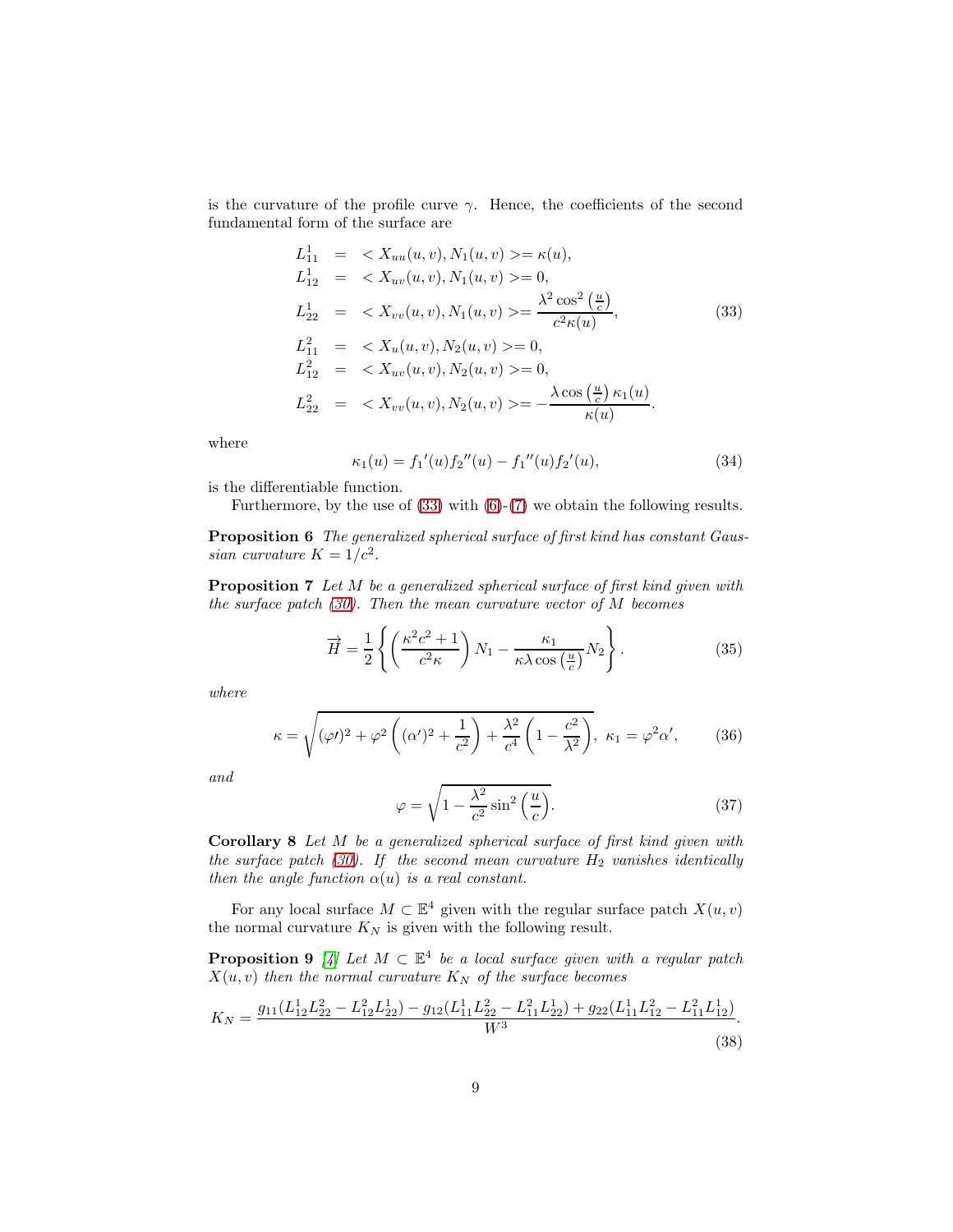is the curvature of the profile curve $\gamma$. Hence, the coefficients of the second fundamental form of the surface are

$$
\begin{aligned}
L_{11}^{1} &= <X_{uu}(u,v), N_1(u,v)>= \kappa(u), \\
L_{12}^{1} &= <X_{uv}(u,v), N_1(u,v)>= 0, \\
L_{22}^{1} &= <X_{vv}(u,v), N_1(u,v)>= \frac{\lambda^2 \cos^2\left(\frac{u}{c}\right)}{c^2 \kappa(u)}, \\
L_{11}^{2} &= <X_{u}(u,v), N_2(u,v)>= 0, \\
L_{12}^{2} &= <X_{uv}(u,v), N_2(u,v)>= 0, \\
L_{22}^{2} &= <X_{vv}(u,v), N_2(u,v)>= -\frac{\lambda \cos\left(\frac{u}{c}\right) \kappa_1(u)}{\kappa(u)}.
\end{aligned}
\tag{33}
$$

where

$$
\kappa_1(u) = f_1{}'(u) f_2{}''(u) - f_1{}''(u) f_2{}'(u), \tag{34}
$$

is the differentiable function.

Furthermore, by the use of (33) with (6)-(7) we obtain the following results.

**Proposition 6** *The generalized spherical surface of first kind has constant Gaussian curvature $K = 1/c^2$.*

**Proposition 7** *Let $M$ be a generalized spherical surface of first kind given with the surface patch (30). Then the mean curvature vector of $M$ becomes*

$$
\overrightarrow{H} = \frac{1}{2}\left\{ \left(\frac{\kappa^2 c^2 + 1}{c^2 \kappa}\right) N_1 - \frac{\kappa_1}{\kappa \lambda \cos\left(\frac{u}{c}\right)} N_2 \right\}. \tag{35}
$$

*where*

$$
\kappa = \sqrt{(\varphi\prime)^2 + \varphi^2\left((\alpha')^2 + \frac{1}{c^2}\right) + \frac{\lambda^2}{c^4}\left(1 - \frac{c^2}{\lambda^2}\right)},\ \kappa_1 = \varphi^2 \alpha', \tag{36}
$$

*and*

$$
\varphi = \sqrt{1 - \frac{\lambda^2}{c^2}\sin^2\left(\frac{u}{c}\right)}. \tag{37}
$$

**Corollary 8** *Let $M$ be a generalized spherical surface of first kind given with the surface patch (30). If the second mean curvature $H_2$ vanishes identically then the angle function $\alpha(u)$ is a real constant.*

For any local surface $M \subset \mathbb{E}^4$ given with the regular surface patch $X(u,v)$ the normal curvature $K_N$ is given with the following result.

**Proposition 9** *[4] Let $M \subset \mathbb{E}^4$ be a local surface given with a regular patch $X(u,v)$ then the normal curvature $K_N$ of the surface becomes*

$$
K_N = \frac{g_{11}(L_{12}^1 L_{22}^2 - L_{12}^2 L_{22}^1) - g_{12}(L_{11}^1 L_{22}^2 - L_{11}^2 L_{22}^1) + g_{22}(L_{11}^1 L_{12}^2 - L_{11}^2 L_{12}^1)}{W^3}. \tag{38}
$$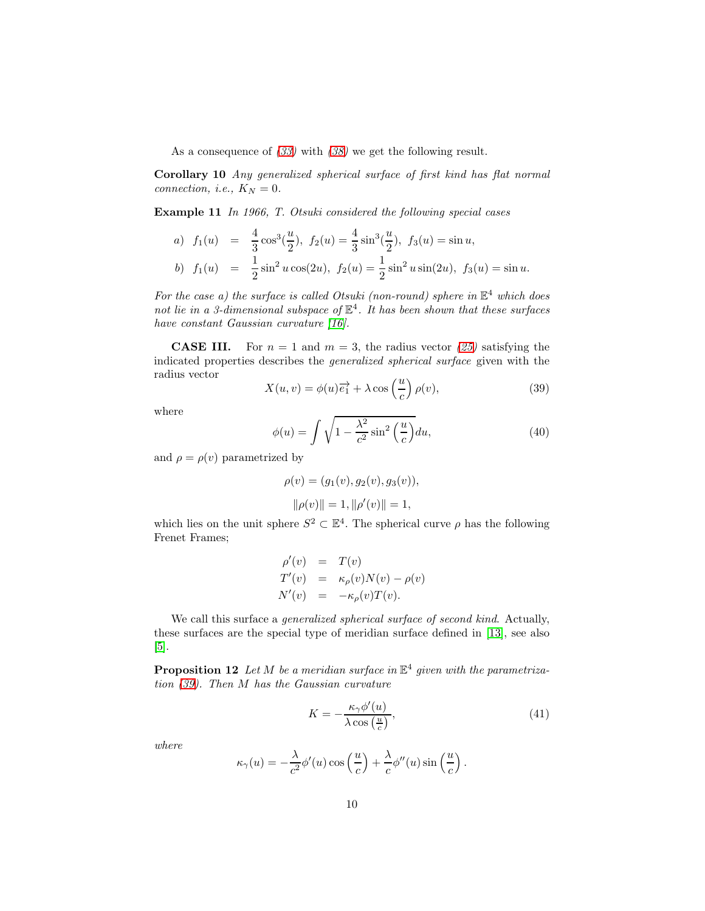As a consequence of (33) with (38) we get the following result.

**Corollary 10** *Any generalized spherical surface of first kind has flat normal connection, i.e., $K_N = 0$.*

**Example 11** *In 1966, T. Otsuki considered the following special cases*

$$
\begin{aligned}
a)\ \ f_1(u) &= \frac{4}{3}\cos^3(\frac{u}{2}),\ f_2(u) = \frac{4}{3}\sin^3(\frac{u}{2}),\ f_3(u) = \sin u, \\
b)\ \ f_1(u) &= \frac{1}{2}\sin^2 u\cos(2u),\ f_2(u) = \frac{1}{2}\sin^2 u\sin(2u),\ f_3(u) = \sin u.
\end{aligned}
$$

*For the case a) the surface is called Otsuki (non-round) sphere in $\mathbb{E}^4$ which does not lie in a 3-dimensional subspace of $\mathbb{E}^4$. It has been shown that these surfaces have constant Gaussian curvature [16].*

**CASE III.** For $n = 1$ and $m = 3$, the radius vector (25) satisfying the indicated properties describes the *generalized spherical surface* given with the radius vector

$$
X(u,v) = \phi(u)\overrightarrow{e_1} + \lambda\cos\left(\frac{u}{c}\right)\rho(v), \tag{39}
$$

where

$$
\phi(u) = \int\sqrt{1 - \frac{\lambda^2}{c^2}\sin^2\left(\frac{u}{c}\right)}du, \tag{40}
$$

and $\rho = \rho(v)$ parametrized by

$$
\rho(v) = (g_1(v), g_2(v), g_3(v)),
$$

$$
\|\rho(v)\| = 1, \|\rho'(v)\| = 1,
$$

which lies on the unit sphere $S^2 \subset \mathbb{E}^4$. The spherical curve $\rho$ has the following Frenet Frames;

$$
\begin{aligned}
\rho'(v) &= T(v) \\
T'(v) &= \kappa_\rho(v)N(v) - \rho(v) \\
N'(v) &= -\kappa_\rho(v)T(v).
\end{aligned}
$$

We call this surface a *generalized spherical surface of second kind*. Actually, these surfaces are the special type of meridian surface defined in [13], see also [5].

**Proposition 12** *Let $M$ be a meridian surface in $\mathbb{E}^4$ given with the parametrization (39). Then $M$ has the Gaussian curvature*

$$
K = -\frac{\kappa_\gamma\phi'(u)}{\lambda\cos\left(\frac{u}{c}\right)}, \tag{41}
$$

*where*

$$
\kappa_\gamma(u) = -\frac{\lambda}{c^2}\phi'(u)\cos\left(\frac{u}{c}\right) + \frac{\lambda}{c}\phi''(u)\sin\left(\frac{u}{c}\right).
$$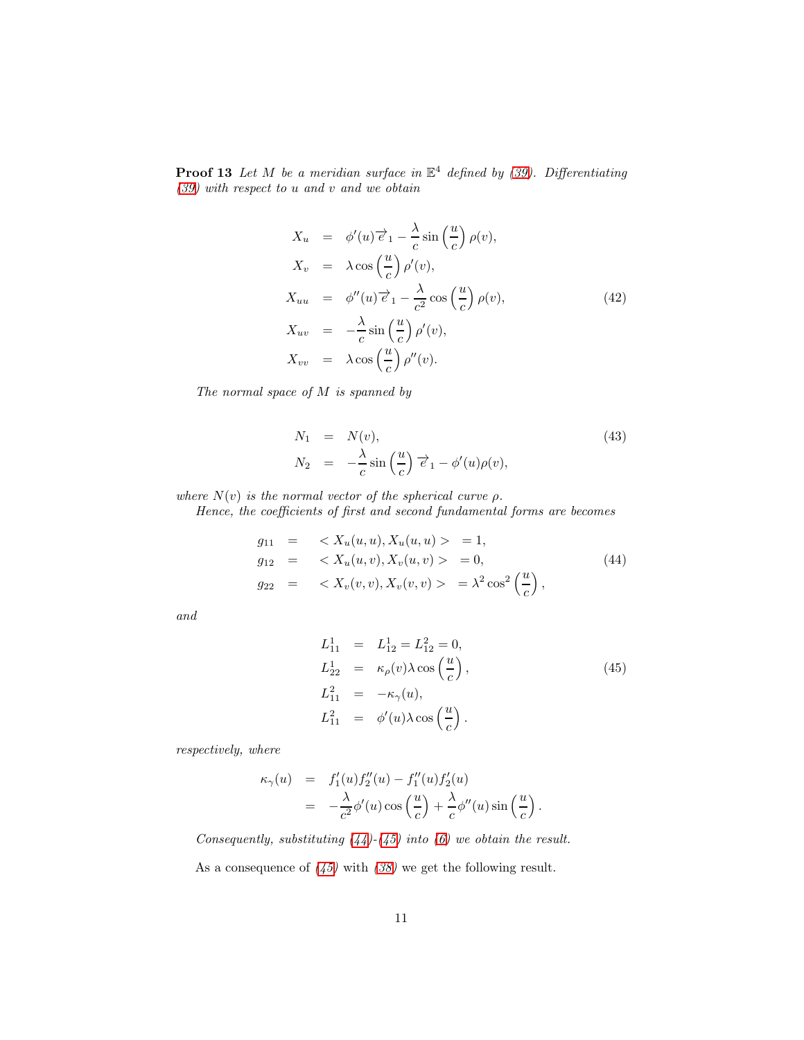**Proof 13** *Let $M$ be a meridian surface in $\mathbb{E}^4$ defined by (39). Differentiating (39) with respect to u and v and we obtain*

$$
\begin{aligned}
X_u &= \phi'(u)\overrightarrow{e}_1 - \frac{\lambda}{c}\sin\left(\frac{u}{c}\right)\rho(v), \\
X_v &= \lambda\cos\left(\frac{u}{c}\right)\rho'(v), \\
X_{uu} &= \phi''(u)\overrightarrow{e}_1 - \frac{\lambda}{c^2}\cos\left(\frac{u}{c}\right)\rho(v), \\
X_{uv} &= -\frac{\lambda}{c}\sin\left(\frac{u}{c}\right)\rho'(v), \\
X_{vv} &= \lambda\cos\left(\frac{u}{c}\right)\rho''(v).
\end{aligned} \tag{42}
$$

*The normal space of $M$ is spanned by*

$$
\begin{aligned}
N_1 &= N(v), \\
N_2 &= -\frac{\lambda}{c}\sin\left(\frac{u}{c}\right)\overrightarrow{e}_1 - \phi'(u)\rho(v),
\end{aligned} \tag{43}
$$

*where $N(v)$ is the normal vector of the spherical curve $\rho$.*

*Hence, the coefficients of first and second fundamental forms are becomes*

$$
\begin{aligned}
g_{11} &= \quad < X_u(u,u), X_u(u,u) > \ = 1, \\
g_{12} &= \quad < X_u(u,v), X_v(u,v) > \ = 0, \\
g_{22} &= \quad < X_v(v,v), X_v(v,v) > \ = \lambda^2\cos^2\left(\frac{u}{c}\right),
\end{aligned} \tag{44}
$$

*and*

$$
\begin{aligned}
L_{11}^1 &= L_{12}^1 = L_{12}^2 = 0, \\
L_{22}^1 &= \kappa_\rho(v)\lambda\cos\left(\frac{u}{c}\right), \\
L_{11}^2 &= -\kappa_\gamma(u), \\
L_{11}^2 &= \phi'(u)\lambda\cos\left(\frac{u}{c}\right).
\end{aligned} \tag{45}
$$

*respectively, where*

$$
\begin{aligned}
\kappa_\gamma(u) &= f_1'(u)f_2''(u) - f_1''(u)f_2'(u) \\
&= -\frac{\lambda}{c^2}\phi'(u)\cos\left(\frac{u}{c}\right) + \frac{\lambda}{c}\phi''(u)\sin\left(\frac{u}{c}\right).
\end{aligned}
$$

*Consequently, substituting (44)-(45) into (6) we obtain the result.*

As a consequence of (45) with (38) we get the following result.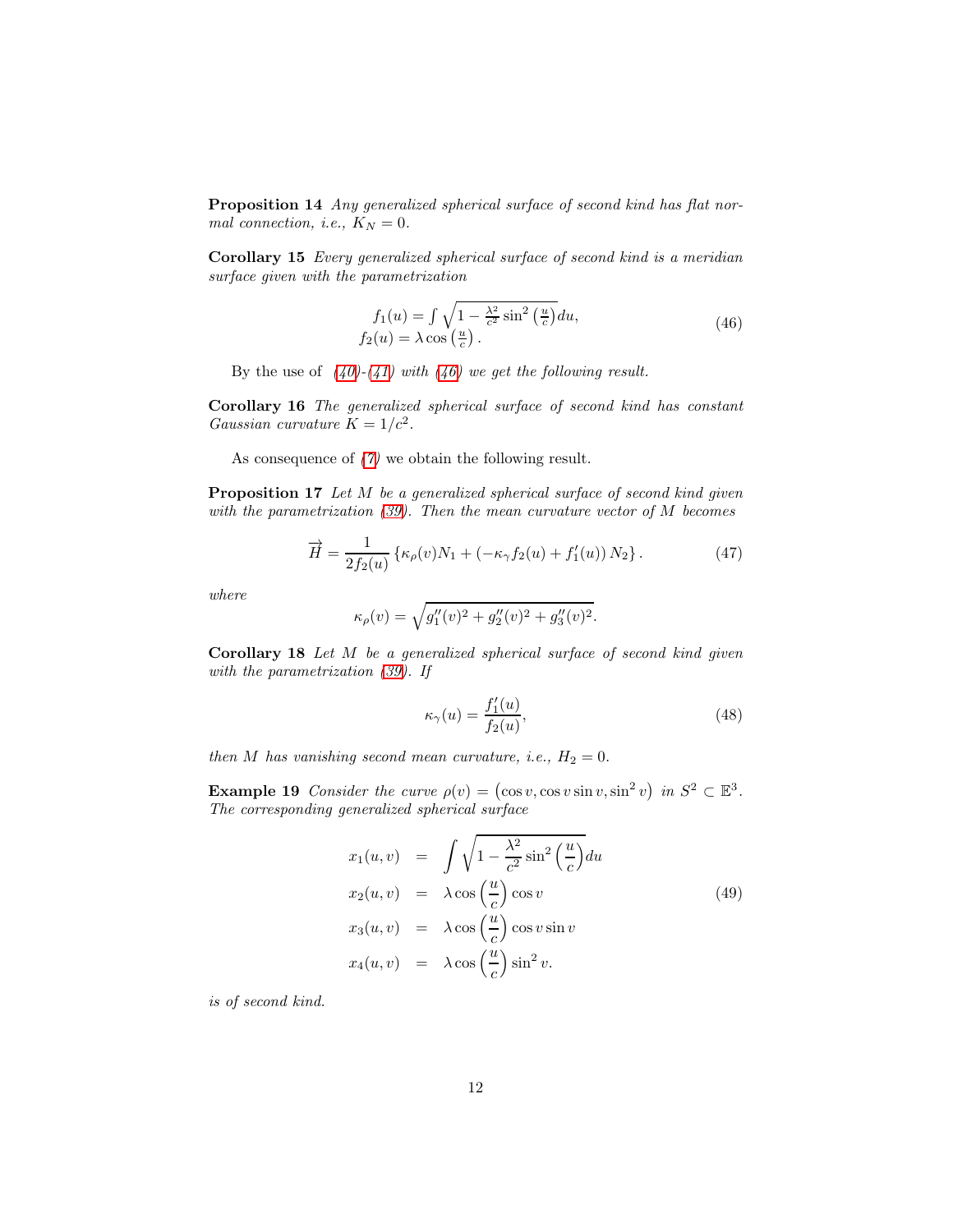**Proposition 14** *Any generalized spherical surface of second kind has flat normal connection, i.e.,* $K_N = 0$.

**Corollary 15** *Every generalized spherical surface of second kind is a meridian surface given with the parametrization*

$$\begin{array}{l} f_1(u) = \int \sqrt{1 - \frac{\lambda^2}{c^2}\sin^2\left(\frac{u}{c}\right)}du, \\ f_2(u) = \lambda\cos\left(\frac{u}{c}\right). \end{array} \tag{46}$$

*By the use of (40)-(41) with (46) we get the following result.*

**Corollary 16** *The generalized spherical surface of second kind has constant Gaussian curvature* $K = 1/c^2$.

As consequence of (7) we obtain the following result.

**Proposition 17** *Let* $M$ *be a generalized spherical surface of second kind given with the parametrization (39). Then the mean curvature vector of* $M$ *becomes*

$$\overrightarrow{H} = \frac{1}{2f_2(u)}\left\{\kappa_\rho(v)N_1 + \left(-\kappa_\gamma f_2(u) + f_1'(u)\right)N_2\right\}. \tag{47}$$

*where*

$$\kappa_\rho(v) = \sqrt{g_1''(v)^2 + g_2''(v)^2 + g_3''(v)^2}.$$

**Corollary 18** *Let* $M$ *be a generalized spherical surface of second kind given with the parametrization (39). If*

$$\kappa_\gamma(u) = \frac{f_1'(u)}{f_2(u)}, \tag{48}$$

*then* $M$ *has vanishing second mean curvature, i.e.,* $H_2 = 0$.

**Example 19** *Consider the curve* $\rho(v) = \left(\cos v, \cos v\sin v, \sin^2 v\right)$ *in* $S^2 \subset \mathbb{E}^3$. *The corresponding generalized spherical surface*

$$\begin{aligned} x_1(u,v) &= \int \sqrt{1 - \frac{\lambda^2}{c^2}\sin^2\left(\frac{u}{c}\right)}du \\ x_2(u,v) &= \lambda\cos\left(\frac{u}{c}\right)\cos v \\ x_3(u,v) &= \lambda\cos\left(\frac{u}{c}\right)\cos v\sin v \\ x_4(u,v) &= \lambda\cos\left(\frac{u}{c}\right)\sin^2 v. \end{aligned} \tag{49}$$

*is of second kind.*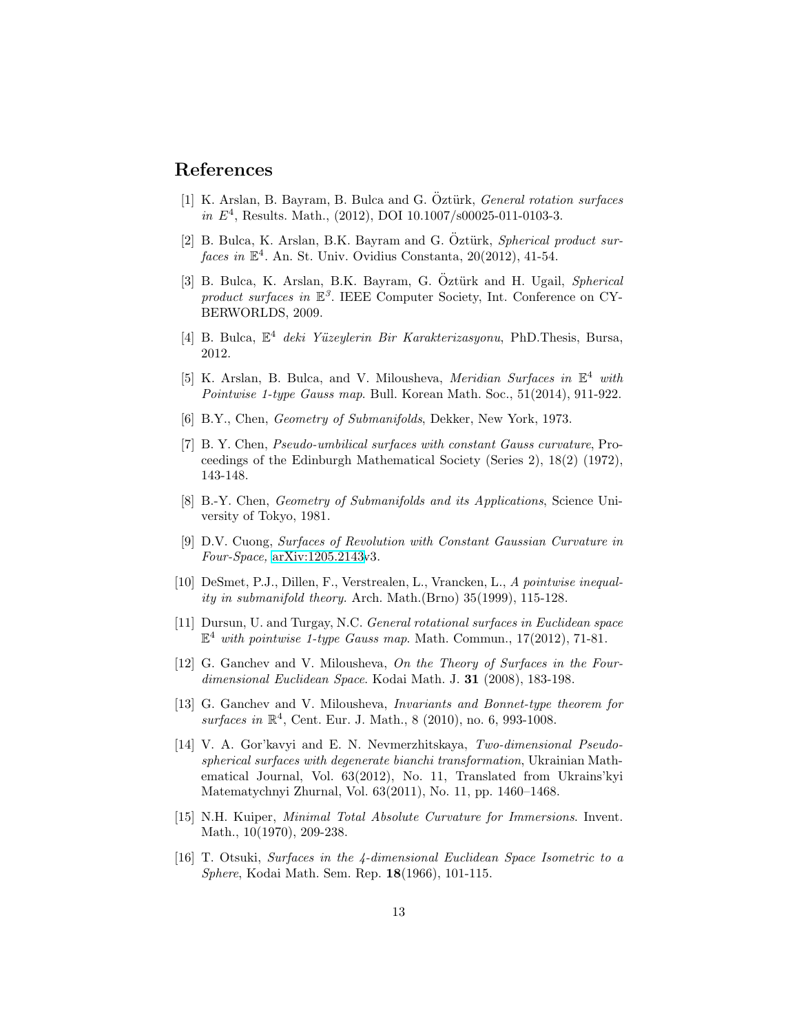## References

[1] K. Arslan, B. Bayram, B. Bulca and G. Öztürk, *General rotation surfaces in $E^4$*, Results. Math., (2012), DOI 10.1007/s00025-011-0103-3.

[2] B. Bulca, K. Arslan, B.K. Bayram and G. Öztürk, *Spherical product surfaces in $\mathbb{E}^4$*. An. St. Univ. Ovidius Constanta, 20(2012), 41-54.

[3] B. Bulca, K. Arslan, B.K. Bayram, G. Öztürk and H. Ugail, *Spherical product surfaces in $\mathbb{E}^3$*. IEEE Computer Society, Int. Conference on CYBERWORLDS, 2009.

[4] B. Bulca, $\mathbb{E}^4$ *deki Yüzeylerin Bir Karakterizasyonu*, PhD.Thesis, Bursa, 2012.

[5] K. Arslan, B. Bulca, and V. Milousheva, *Meridian Surfaces in $\mathbb{E}^4$ with Pointwise 1-type Gauss map*. Bull. Korean Math. Soc., 51(2014), 911-922.

[6] B.Y., Chen, *Geometry of Submanifolds*, Dekker, New York, 1973.

[7] B. Y. Chen, *Pseudo-umbilical surfaces with constant Gauss curvature*, Proceedings of the Edinburgh Mathematical Society (Series 2), 18(2) (1972), 143-148.

[8] B.-Y. Chen, *Geometry of Submanifolds and its Applications*, Science University of Tokyo, 1981.

[9] D.V. Cuong, *Surfaces of Revolution with Constant Gaussian Curvature in Four-Space,* arXiv:1205.2143v3.

[10] DeSmet, P.J., Dillen, F., Verstrealen, L., Vrancken, L., *A pointwise inequality in submanifold theory*. Arch. Math.(Brno) 35(1999), 115-128.

[11] Dursun, U. and Turgay, N.C. *General rotational surfaces in Euclidean space $\mathbb{E}^4$ with pointwise 1-type Gauss map*. Math. Commun., 17(2012), 71-81.

[12] G. Ganchev and V. Milousheva, *On the Theory of Surfaces in the Four-dimensional Euclidean Space*. Kodai Math. J. **31** (2008), 183-198.

[13] G. Ganchev and V. Milousheva, *Invariants and Bonnet-type theorem for surfaces in $\mathbb{R}^4$*, Cent. Eur. J. Math., 8 (2010), no. 6, 993-1008.

[14] V. A. Gor'kavyi and E. N. Nevmerzhitskaya, *Two-dimensional Pseudo-spherical surfaces with degenerate bianchi transformation*, Ukrainian Mathematical Journal, Vol. 63(2012), No. 11, Translated from Ukrains'kyi Matematychnyi Zhurnal, Vol. 63(2011), No. 11, pp. 1460–1468.

[15] N.H. Kuiper, *Minimal Total Absolute Curvature for Immersions*. Invent. Math., 10(1970), 209-238.

[16] T. Otsuki, *Surfaces in the 4-dimensional Euclidean Space Isometric to a Sphere*, Kodai Math. Sem. Rep. **18**(1966), 101-115.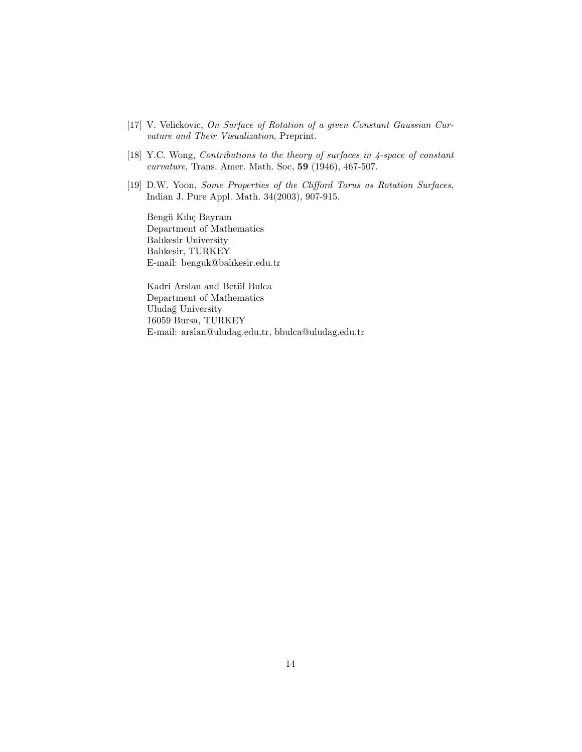[17] V. Velickovic, *On Surface of Rotation of a given Constant Gaussian Curvature and Their Visualization*, Preprint.

[18] Y.C. Wong, *Contributions to the theory of surfaces in 4-space of constant curvature*, Trans. Amer. Math. Soc, **59** (1946), 467-507.

[19] D.W. Yoon, *Some Properties of the Clifford Torus as Rotation Surfaces*, Indian J. Pure Appl. Math. 34(2003), 907-915.

Bengü Kılıç Bayram
Department of Mathematics
Balıkesir University
Balıkesir, TURKEY
E-mail: benguk@balıkesir.edu.tr

Kadri Arslan and Betül Bulca
Department of Mathematics
Uludağ University
16059 Bursa, TURKEY
E-mail: arslan@uludag.edu.tr, bbulca@uludag.edu.tr